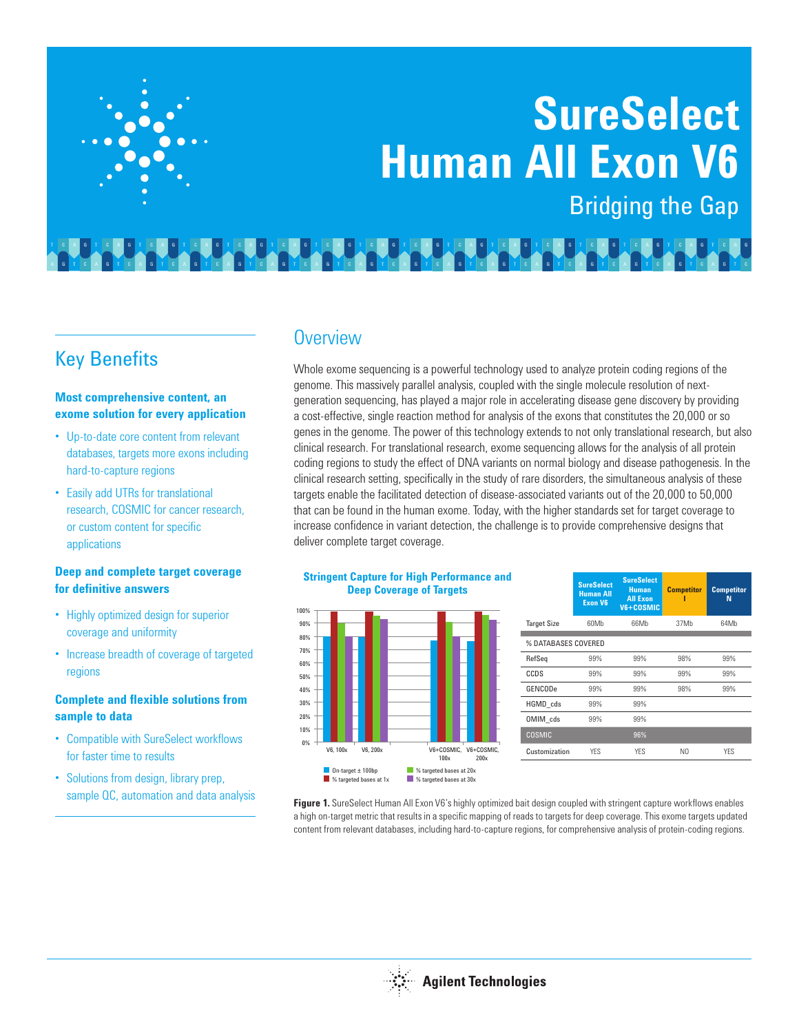# SureSelect Human All Exon V6

## Bridging the Gap

## Key Benefits

**Most comprehensive content, an exome solution for every application**

- Up-to-date core content from relevant databases, targets more exons including hard-to-capture regions
- Easily add UTRs for translational research, COSMIC for cancer research, or custom content for specific applications

**Deep and complete target coverage for definitive answers**

- Highly optimized design for superior coverage and uniformity
- Increase breadth of coverage of targeted regions

**Complete and flexible solutions from sample to data**

- Compatible with SureSelect workflows for faster time to results
- Solutions from design, library prep, sample QC, automation and data analysis

## Overview

Whole exome sequencing is a powerful technology used to analyze protein coding regions of the genome. This massively parallel analysis, coupled with the single molecule resolution of next-generation sequencing, has played a major role in accelerating disease gene discovery by providing a cost-effective, single reaction method for analysis of the exons that constitutes the 20,000 or so genes in the genome. The power of this technology extends to not only translational research, but also clinical research. For translational research, exome sequencing allows for the analysis of all protein coding regions to study the effect of DNA variants on normal biology and disease pathogenesis. In the clinical research setting, specifically in the study of rare disorders, the simultaneous analysis of these targets enable the facilitated detection of disease-associated variants out of the 20,000 to 50,000 that can be found in the human exome. Today, with the higher standards set for target coverage to increase confidence in variant detection, the challenge is to provide comprehensive designs that deliver complete target coverage.

**Stringent Capture for High Performance and Deep Coverage of Targets**

| | On-target ± 100bp | % targeted bases at 1x | % targeted bases at 20x | % targeted bases at 30x |
|---|---|---|---|---|
| V6, 100x | ~80% | ~99% | ~90% | ~80% |
| V6, 200x | ~80% | ~99% | ~96% | ~93% |
| V6+COSMIC, 100x | ~77% | ~99% | ~91% | ~80% |
| V6+COSMIC, 200x | ~76% | ~99% | ~96% | ~93% |

| | SureSelect Human All Exon V6 | SureSelect Human All Exon V6+COSMIC | Competitor I | Competitor N |
|---|---|---|---|---|
| Target Size | 60Mb | 66Mb | 37Mb | 64Mb |
| % DATABASES COVERED | | | | |
| RefSeq | 99% | 99% | 98% | 99% |
| CCDS | 99% | 99% | 99% | 99% |
| GENCODe | 99% | 99% | 98% | 99% |
| HGMD_cds | 99% | 99% | | |
| OMIM_cds | 99% | 99% | | |
| COSMIC | | 96% | | |
| Customization | YES | YES | NO | YES |

**Figure 1.** SureSelect Human All Exon V6's highly optimized bait design coupled with stringent capture workflows enables a high on-target metric that results in a specific mapping of reads to targets for deep coverage. This exome targets updated content from relevant databases, including hard-to-capture regions, for comprehensive analysis of protein-coding regions.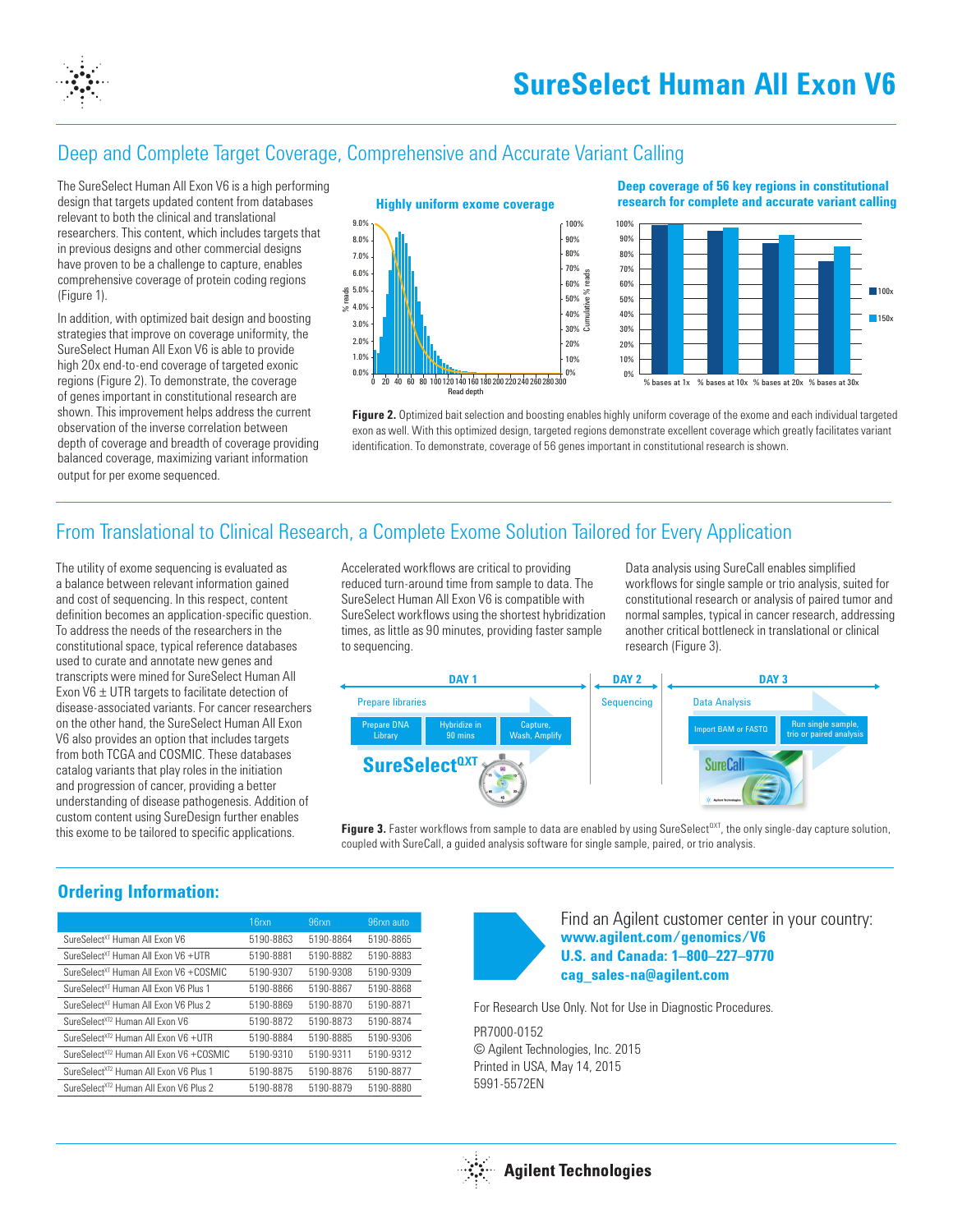# SureSelect Human All Exon V6

## Deep and Complete Target Coverage, Comprehensive and Accurate Variant Calling

The SureSelect Human All Exon V6 is a high performing design that targets updated content from databases relevant to both the clinical and translational researchers. This content, which includes targets that in previous designs and other commercial designs have proven to be a challenge to capture, enables comprehensive coverage of protein coding regions (Figure 1).

In addition, with optimized bait design and boosting strategies that improve on coverage uniformity, the SureSelect Human All Exon V6 is able to provide high 20x end-to-end coverage of targeted exonic regions (Figure 2). To demonstrate, the coverage of genes important in constitutional research are shown. This improvement helps address the current observation of the inverse correlation between depth of coverage and breadth of coverage providing balanced coverage, maximizing variant information output for per exome sequenced.

**Highly uniform exome coverage**

% reads: 0.0%, 1.0%, 2.0%, 3.0%, 4.0%, 5.0%, 6.0%, 7.0%, 8.0%, 9.0%

Cumulative % reads: 0%, 10%, 20%, 30%, 40%, 50%, 60%, 70%, 80%, 90%, 100%

Read depth: 0 20 40 60 80 100 120 140 160 180 200 220 240 260 280 300

**Deep coverage of 56 key regions in constitutional research for complete and accurate variant calling**

0% 10% 20% 30% 40% 50% 60% 70% 80% 90% 100%

% bases at 1x, % bases at 10x, % bases at 20x, % bases at 30x

100x, 150x

**Figure 2.** Optimized bait selection and boosting enables highly uniform coverage of the exome and each individual targeted exon as well. With this optimized design, targeted regions demonstrate excellent coverage which greatly facilitates variant identification. To demonstrate, coverage of 56 genes important in constitutional research is shown.

## From Translational to Clinical Research, a Complete Exome Solution Tailored for Every Application

The utility of exome sequencing is evaluated as a balance between relevant information gained and cost of sequencing. In this respect, content definition becomes an application-specific question. To address the needs of the researchers in the constitutional space, typical reference databases used to curate and annotate new genes and transcripts were mined for SureSelect Human All Exon V6 ± UTR targets to facilitate detection of disease-associated variants. For cancer researchers on the other hand, the SureSelect Human All Exon V6 also provides an option that includes targets from both TCGA and COSMIC. These databases catalog variants that play roles in the initiation and progression of cancer, providing a better understanding of disease pathogenesis. Addition of custom content using SureDesign further enables this exome to be tailored to specific applications.

Accelerated workflows are critical to providing reduced turn-around time from sample to data. The SureSelect Human All Exon V6 is compatible with SureSelect workflows using the shortest hybridization times, as little as 90 minutes, providing faster sample to sequencing.

Data analysis using SureCall enables simplified workflows for single sample or trio analysis, suited for constitutional research or analysis of paired tumor and normal samples, typical in cancer research, addressing another critical bottleneck in translational or clinical research (Figure 3).

DAY 1 — Prepare libraries: Prepare DNA Library; Hybridize in 90 mins; Capture, Wash, Amplify — SureSelect[QXT]

DAY 2 — Sequencing

DAY 3 — Data Analysis: Import BAM or FASTQ; Run single sample, trio or paired analysis — SureCall

**Figure 3.** Faster workflows from sample to data are enabled by using SureSelect[QXT], the only single-day capture solution, coupled with SureCall, a guided analysis software for single sample, paired, or trio analysis.

## Ordering Information:

| | 16rxn | 96rxn | 96rxn auto |
|---|---|---|---|
| SureSelect[XT] Human All Exon V6 | 5190-8863 | 5190-8864 | 5190-8865 |
| SureSelect[XT] Human All Exon V6 +UTR | 5190-8881 | 5190-8882 | 5190-8883 |
| SureSelect[XT] Human All Exon V6 +COSMIC | 5190-9307 | 5190-9308 | 5190-9309 |
| SureSelect[XT] Human All Exon V6 Plus 1 | 5190-8866 | 5190-8867 | 5190-8868 |
| SureSelect[XT] Human All Exon V6 Plus 2 | 5190-8869 | 5190-8870 | 5190-8871 |
| SureSelect[XT2] Human All Exon V6 | 5190-8872 | 5190-8873 | 5190-8874 |
| SureSelect[XT2] Human All Exon V6 +UTR | 5190-8884 | 5190-8885 | 5190-9306 |
| SureSelect[XT2] Human All Exon V6 +COSMIC | 5190-9310 | 5190-9311 | 5190-9312 |
| SureSelect[XT2] Human All Exon V6 Plus 1 | 5190-8875 | 5190-8876 | 5190-8877 |
| SureSelect[XT2] Human All Exon V6 Plus 2 | 5190-8878 | 5190-8879 | 5190-8880 |

Find an Agilent customer center in your country:
**www.agilent.com/genomics/V6**
**U.S. and Canada: 1–800–227–9770**
**cag_sales-na@agilent.com**

For Research Use Only. Not for Use in Diagnostic Procedures.

PR7000-0152
© Agilent Technologies, Inc. 2015
Printed in USA, May 14, 2015
5991-5572EN

Agilent Technologies